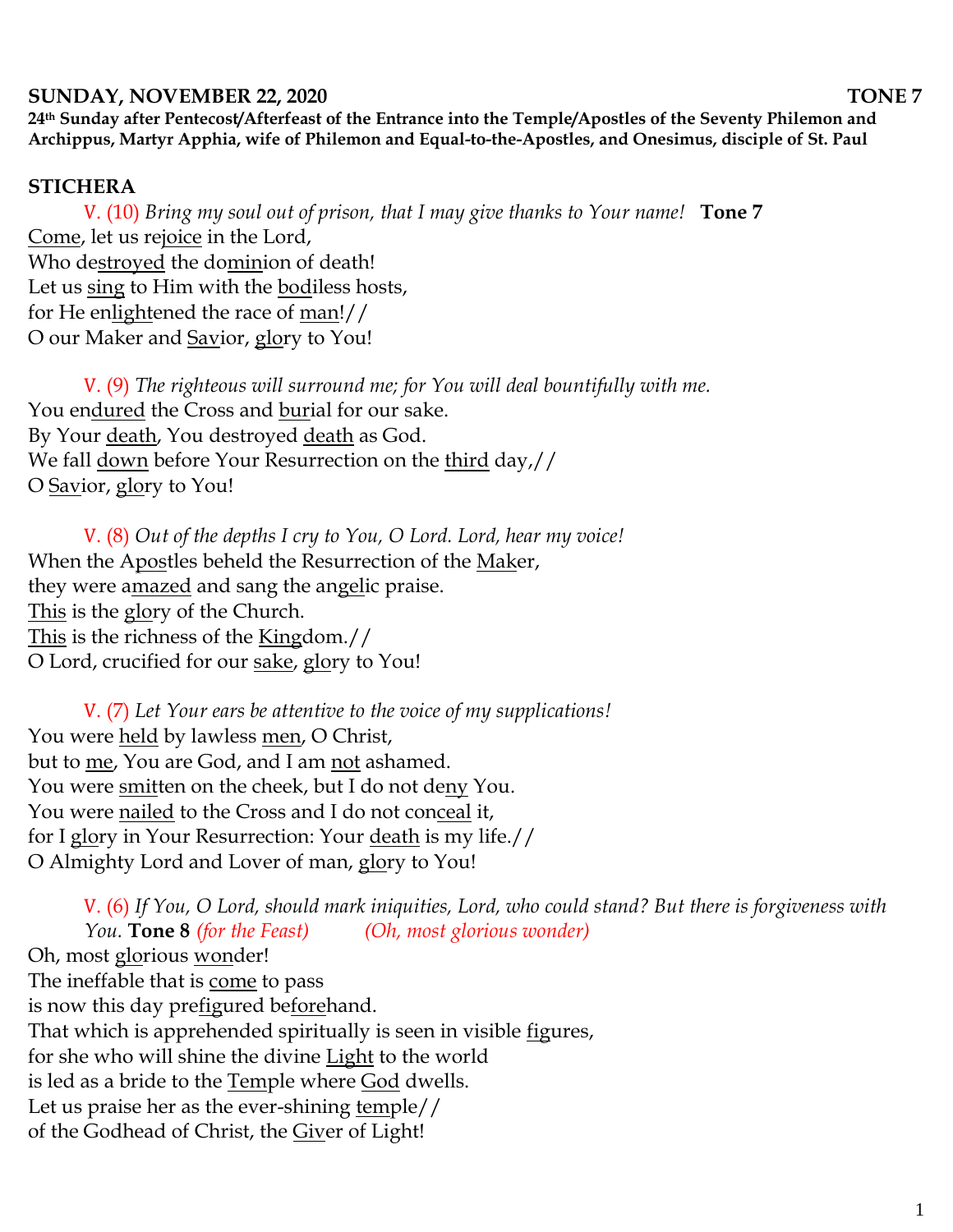**SUNDAY, NOVEMBER 22, 2020 TONE 7**

**24th Sunday after Pentecost/Afterfeast of the Entrance into the Temple/Apostles of the Seventy Philemon and Archippus, Martyr Apphia, wife of Philemon and Equal-to-the-Apostles, and Onesimus, disciple of St. Paul**

## STICHERA

V. (10) *Bring my soul out of prison, that I may give thanks to Your name!* **Tone 7**

Come, let us rejoice in the Lord,
Who destroyed the dominion of death!
Let us sing to Him with the bodiless hosts,
for He enlightened the race of man!//
O our Maker and Savior, glory to You!

V. (9) *The righteous will surround me; for You will deal bountifully with me.*

You endured the Cross and burial for our sake.
By Your death, You destroyed death as God.
We fall down before Your Resurrection on the third day,//
O Savior, glory to You!

V. (8) *Out of the depths I cry to You, O Lord. Lord, hear my voice!*

When the Apostles beheld the Resurrection of the Maker,
they were amazed and sang the angelic praise.
This is the glory of the Church.
This is the richness of the Kingdom.//
O Lord, crucified for our sake, glory to You!

V. (7) *Let Your ears be attentive to the voice of my supplications!*

You were held by lawless men, O Christ,
but to me, You are God, and I am not ashamed.
You were smitten on the cheek, but I do not deny You.
You were nailed to the Cross and I do not conceal it,
for I glory in Your Resurrection: Your death is my life.//
O Almighty Lord and Lover of man, glory to You!

V. (6) *If You, O Lord, should mark iniquities, Lord, who could stand? But there is forgiveness with You.* **Tone 8** *(for the Feast)* *(Oh, most glorious wonder)*

Oh, most glorious wonder!
The ineffable that is come to pass
is now this day prefigured beforehand.
That which is apprehended spiritually is seen in visible figures,
for she who will shine the divine Light to the world
is led as a bride to the Temple where God dwells.
Let us praise her as the ever-shining temple//
of the Godhead of Christ, the Giver of Light!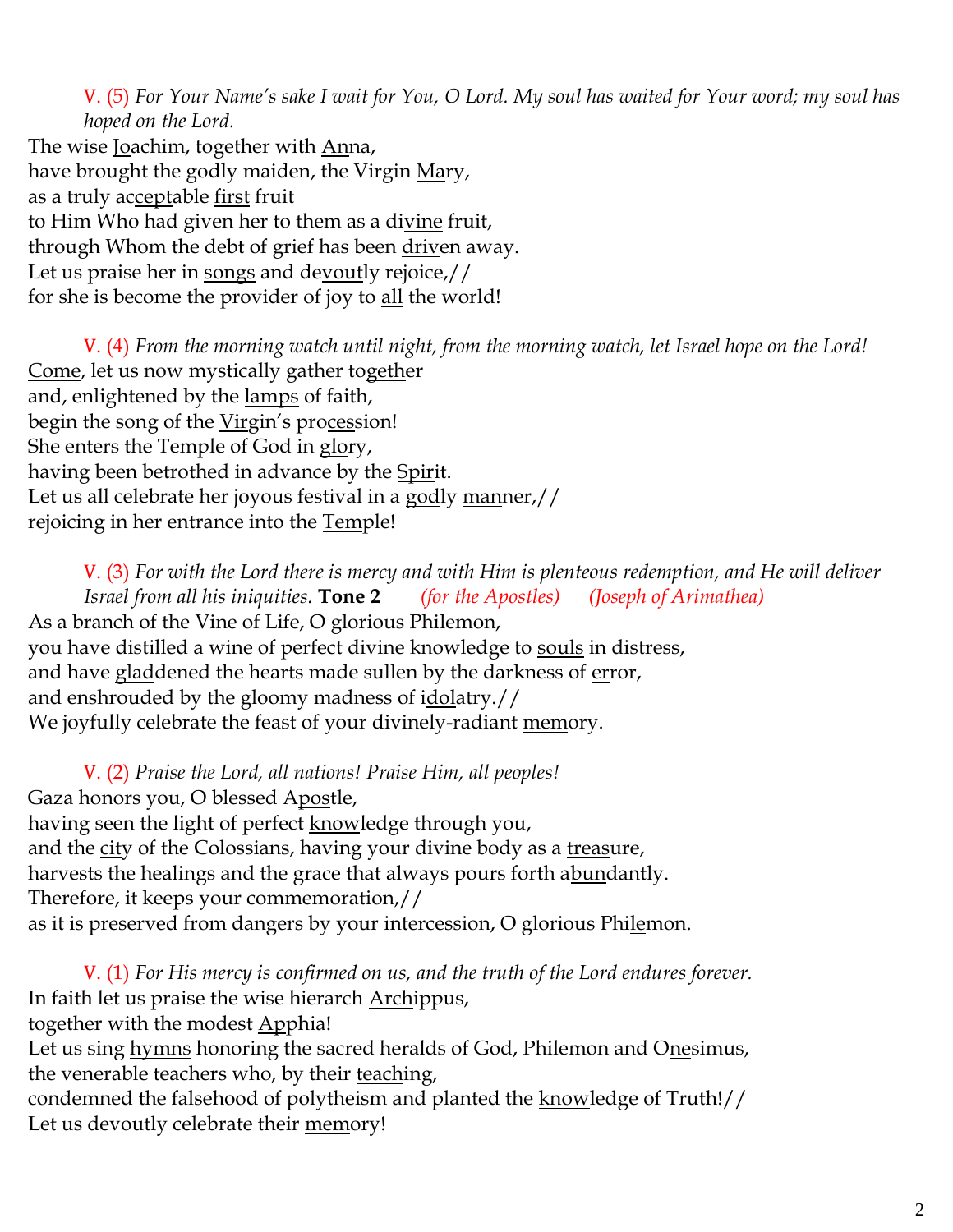V. (5) *For Your Name's sake I wait for You, O Lord. My soul has waited for Your word; my soul has hoped on the Lord.*

The wise <u>Jo</u>achim, together with <u>An</u>na,
have brought the godly maiden, the Virgin <u>Ma</u>ry,
as a truly ac<u>cept</u>able <u>first</u> fruit
to Him Who had given her to them as a di<u>vine</u> fruit,
through Whom the debt of grief has been <u>driv</u>en away.
Let us praise her in <u>songs</u> and de<u>vout</u>ly rejoice,//
for she is become the provider of joy to <u>all</u> the world!

V. (4) *From the morning watch until night, from the morning watch, let Israel hope on the Lord!*

<u>Come</u>, let us now mystically gather to<u>geth</u>er
and, enlightened by the <u>lamps</u> of faith,
begin the song of the <u>Vir</u>gin's pro<u>ces</u>sion!
She enters the Temple of God in <u>glo</u>ry,
having been betrothed in advance by the <u>Spir</u>it.
Let us all celebrate her joyous festival in a <u>god</u>ly <u>man</u>ner,//
rejoicing in her entrance into the <u>Tem</u>ple!

V. (3) *For with the Lord there is mercy and with Him is plenteous redemption, and He will deliver Israel from all his iniquities.* **Tone 2** *(for the Apostles)* *(Joseph of Arimathea)*

As a branch of the Vine of Life, O glorious Phi<u>le</u>mon,
you have distilled a wine of perfect divine knowledge to <u>souls</u> in distress,
and have <u>glad</u>dened the hearts made sullen by the darkness of <u>er</u>ror,
and enshrouded by the gloomy madness of i<u>dol</u>atry.//
We joyfully celebrate the feast of your divinely-radiant <u>mem</u>ory.

V. (2) *Praise the Lord, all nations! Praise Him, all peoples!*

Gaza honors you, O blessed A<u>pos</u>tle,
having seen the light of perfect <u>know</u>ledge through you,
and the <u>ci</u>ty of the Colossians, having your divine body as a <u>treas</u>ure,
harvests the healings and the grace that always pours forth a<u>bun</u>dantly.
Therefore, it keeps your commemo<u>ra</u>tion,//
as it is preserved from dangers by your intercession, O glorious Phi<u>le</u>mon.

V. (1) *For His mercy is confirmed on us, and the truth of the Lord endures forever.*

In faith let us praise the wise hierarch <u>Arch</u>ippus,
together with the modest <u>Ap</u>phia!
Let us sing <u>hymns</u> honoring the sacred heralds of God, Philemon and O<u>ne</u>simus,
the venerable teachers who, by their <u>teach</u>ing,
condemned the falsehood of polytheism and planted the <u>know</u>ledge of Truth!//
Let us devoutly celebrate their <u>mem</u>ory!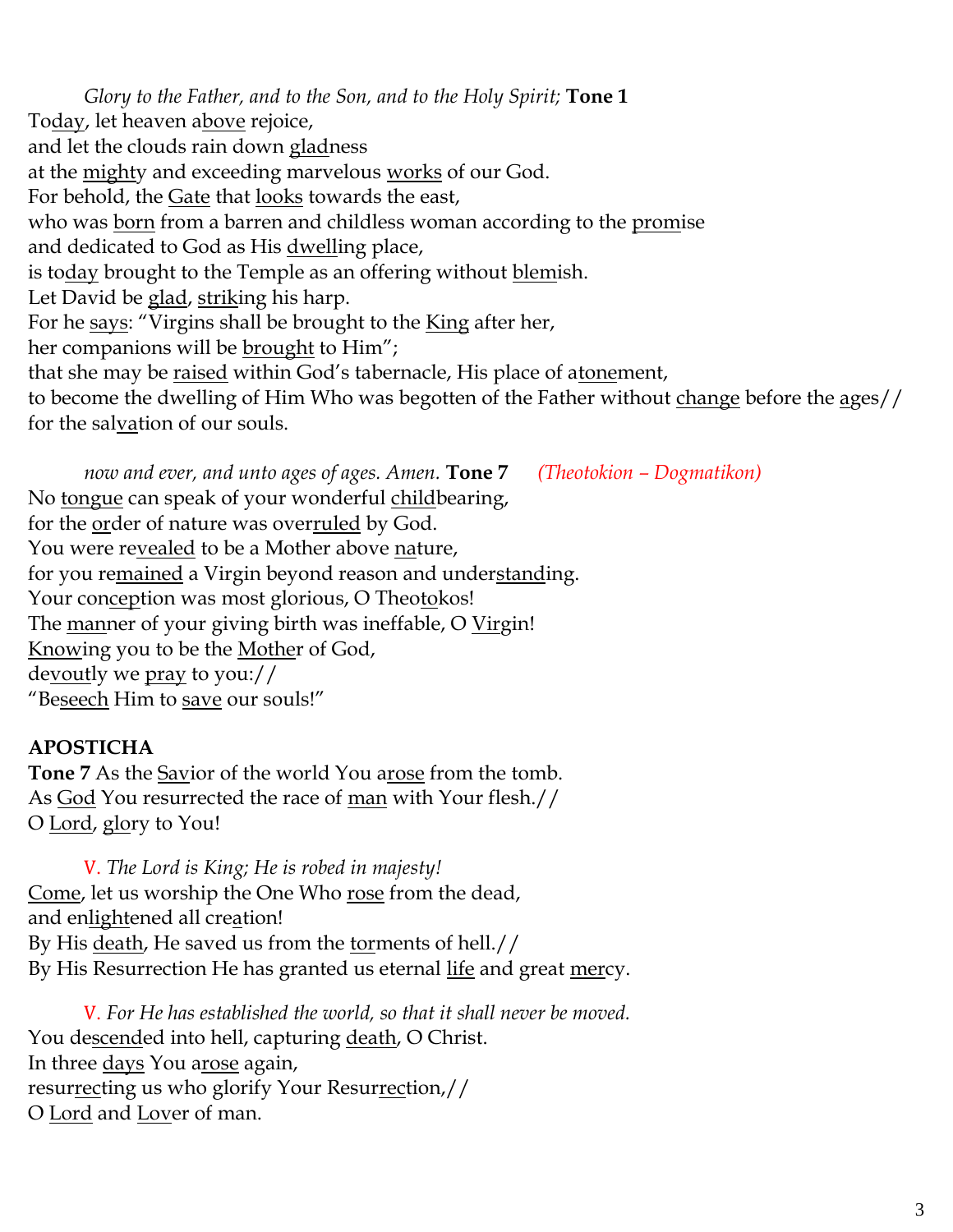*Glory to the Father, and to the Son, and to the Holy Spirit;* **Tone 1**
To<u>day</u>, let heaven a<u>bove</u> rejoice,
and let the clouds rain down <u>glad</u>ness
at the <u>might</u>y and exceeding marvelous <u>works</u> of our God.
For behold, the <u>Gate</u> that <u>looks</u> towards the east,
who was <u>born</u> from a barren and childless woman according to the <u>prom</u>ise
and dedicated to God as His <u>dwell</u>ing place,
is to<u>day</u> brought to the Temple as an offering without <u>blem</u>ish.
Let David be <u>glad</u>, <u>strik</u>ing his harp.
For he <u>says</u>: "Virgins shall be brought to the <u>King</u> after her,
her companions will be <u>brought</u> to Him";
that she may be <u>raised</u> within God's tabernacle, His place of a<u>tone</u>ment,
to become the dwelling of Him Who was begotten of the Father without <u>change</u> before the <u>a</u>ges//
for the sal<u>va</u>tion of our souls.

*now and ever, and unto ages of ages. Amen.* **Tone 7** *(Theotokion – Dogmatikon)*
No <u>tongue</u> can speak of your wonderful <u>child</u>bearing,
for the <u>or</u>der of nature was over<u>ruled</u> by God.
You were re<u>vealed</u> to be a Mother above <u>na</u>ture,
for you re<u>mained</u> a Virgin beyond reason and under<u>stand</u>ing.
Your con<u>cep</u>tion was most glorious, O Theo<u>to</u>kos!
The <u>man</u>ner of your giving birth was ineffable, O <u>Vir</u>gin!
<u>Know</u>ing you to be the <u>Moth</u>er of God,
de<u>vout</u>ly we <u>pray</u> to you://
"Be<u>seech</u> Him to <u>save</u> our souls!"

**APOSTICHA**

**Tone 7** As the <u>Sav</u>ior of the world You a<u>rose</u> from the tomb.
As <u>God</u> You resurrected the race of <u>man</u> with Your flesh.//
O <u>Lord</u>, <u>glo</u>ry to You!

V. *The Lord is King; He is robed in majesty!*
<u>Come</u>, let us worship the One Who <u>rose</u> from the dead,
and en<u>light</u>ened all cre<u>a</u>tion!
By His <u>death</u>, He saved us from the <u>tor</u>ments of hell.//
By His Resurrection He has granted us eternal <u>life</u> and great <u>mer</u>cy.

V. *For He has established the world, so that it shall never be moved.*
You de<u>scend</u>ed into hell, capturing <u>death</u>, O Christ.
In three <u>days</u> You a<u>rose</u> again,
resur<u>rec</u>ting us who glorify Your Resur<u>rec</u>tion,//
O <u>Lord</u> and <u>Lov</u>er of man.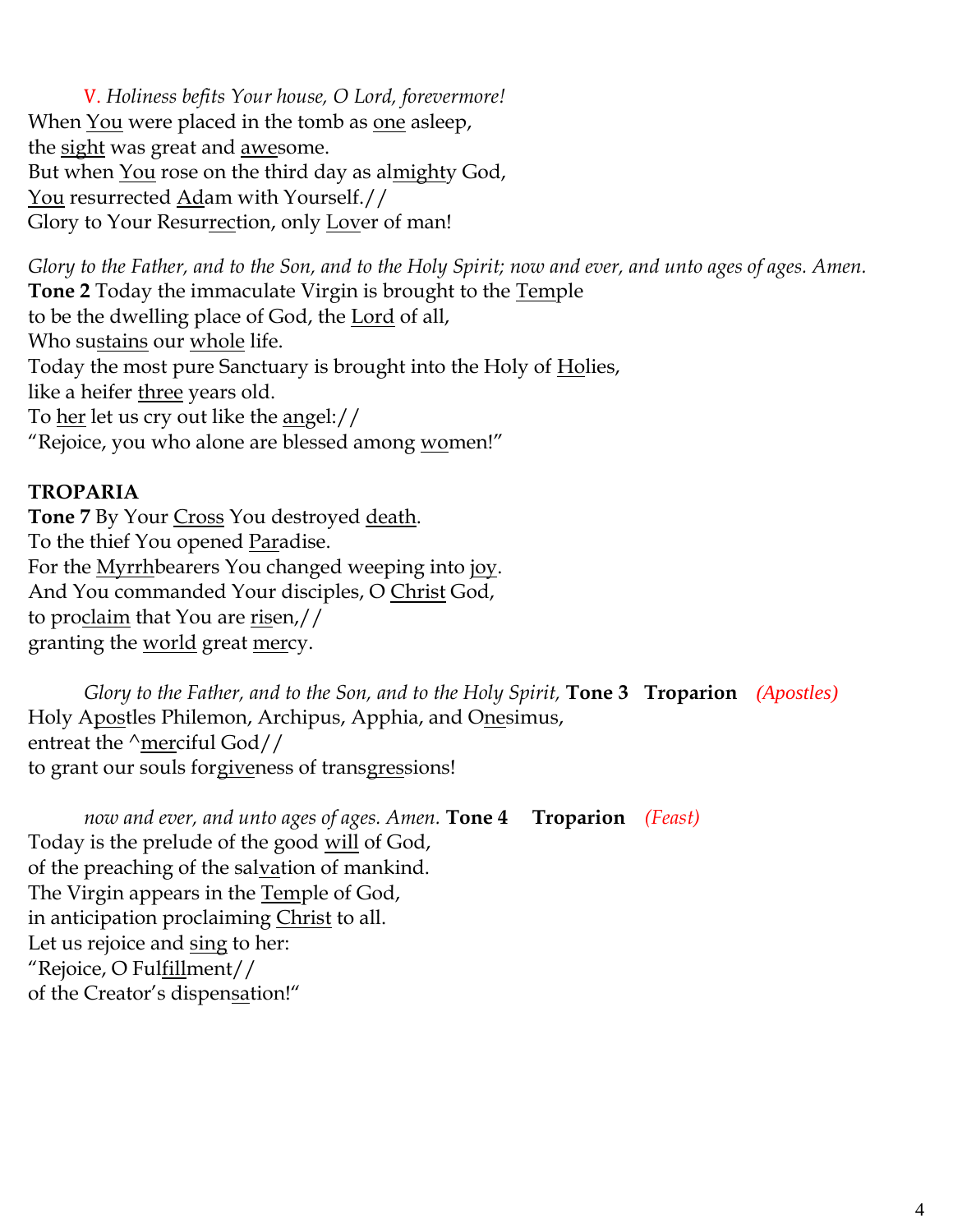V. *Holiness befits Your house, O Lord, forevermore!*
When You were placed in the tomb as one asleep,
the sight was great and awesome.
But when You rose on the third day as almighty God,
You resurrected Adam with Yourself.//
Glory to Your Resurrection, only Lover of man!

*Glory to the Father, and to the Son, and to the Holy Spirit; now and ever, and unto ages of ages. Amen.*
**Tone 2** Today the immaculate Virgin is brought to the Temple
to be the dwelling place of God, the Lord of all,
Who sustains our whole life.
Today the most pure Sanctuary is brought into the Holy of Holies,
like a heifer three years old.
To her let us cry out like the angel://
"Rejoice, you who alone are blessed among women!"

**TROPARIA**
**Tone 7** By Your Cross You destroyed death.
To the thief You opened Paradise.
For the Myrrhbearers You changed weeping into joy.
And You commanded Your disciples, O Christ God,
to proclaim that You are risen,//
granting the world great mercy.

*Glory to the Father, and to the Son, and to the Holy Spirit,* **Tone 3 Troparion** *(Apostles)*
Holy Apostles Philemon, Archipus, Apphia, and Onesimus,
entreat the ^merciful God//
to grant our souls forgiveness of transgressions!

*now and ever, and unto ages of ages. Amen.* **Tone 4 Troparion** *(Feast)*
Today is the prelude of the good will of God,
of the preaching of the salvation of mankind.
The Virgin appears in the Temple of God,
in anticipation proclaiming Christ to all.
Let us rejoice and sing to her:
"Rejoice, O Fulfillment//
of the Creator's dispensation!"